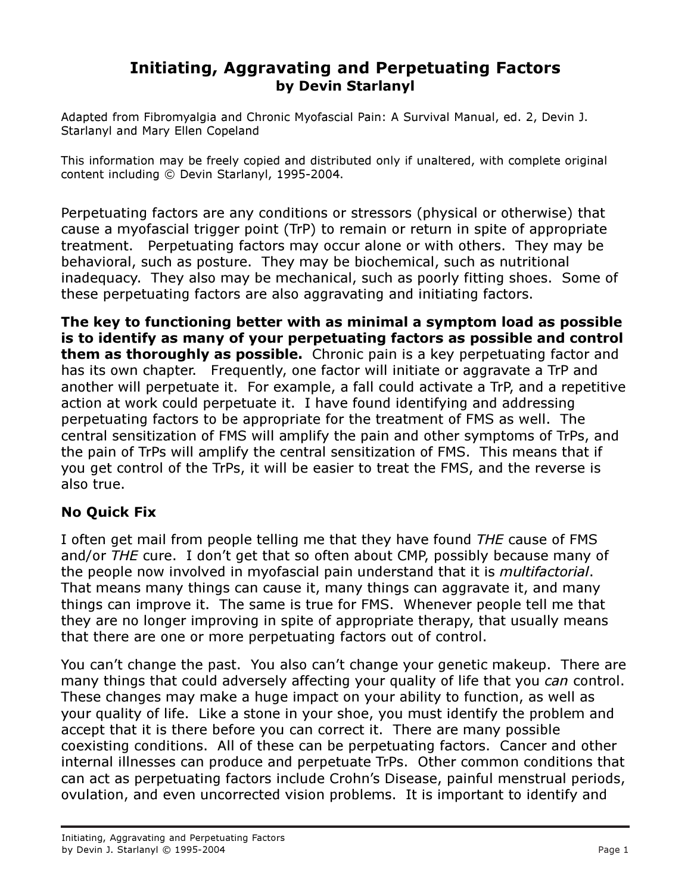# Initiating, Aggravating and Perpetuating Factors
**by Devin Starlanyl**

Adapted from Fibromyalgia and Chronic Myofascial Pain: A Survival Manual, ed. 2, Devin J. Starlanyl and Mary Ellen Copeland

This information may be freely copied and distributed only if unaltered, with complete original content including © Devin Starlanyl, 1995-2004.

Perpetuating factors are any conditions or stressors (physical or otherwise) that cause a myofascial trigger point (TrP) to remain or return in spite of appropriate treatment. Perpetuating factors may occur alone or with others. They may be behavioral, such as posture. They may be biochemical, such as nutritional inadequacy. They also may be mechanical, such as poorly fitting shoes. Some of these perpetuating factors are also aggravating and initiating factors.

**The key to functioning better with as minimal a symptom load as possible is to identify as many of your perpetuating factors as possible and control them as thoroughly as possible.** Chronic pain is a key perpetuating factor and has its own chapter. Frequently, one factor will initiate or aggravate a TrP and another will perpetuate it. For example, a fall could activate a TrP, and a repetitive action at work could perpetuate it. I have found identifying and addressing perpetuating factors to be appropriate for the treatment of FMS as well. The central sensitization of FMS will amplify the pain and other symptoms of TrPs, and the pain of TrPs will amplify the central sensitization of FMS. This means that if you get control of the TrPs, it will be easier to treat the FMS, and the reverse is also true.

## No Quick Fix

I often get mail from people telling me that they have found *THE* cause of FMS and/or *THE* cure. I don't get that so often about CMP, possibly because many of the people now involved in myofascial pain understand that it is *multifactorial*. That means many things can cause it, many things can aggravate it, and many things can improve it. The same is true for FMS. Whenever people tell me that they are no longer improving in spite of appropriate therapy, that usually means that there are one or more perpetuating factors out of control.

You can't change the past. You also can't change your genetic makeup. There are many things that could adversely affecting your quality of life that you *can* control. These changes may make a huge impact on your ability to function, as well as your quality of life. Like a stone in your shoe, you must identify the problem and accept that it is there before you can correct it. There are many possible coexisting conditions. All of these can be perpetuating factors. Cancer and other internal illnesses can produce and perpetuate TrPs. Other common conditions that can act as perpetuating factors include Crohn's Disease, painful menstrual periods, ovulation, and even uncorrected vision problems. It is important to identify and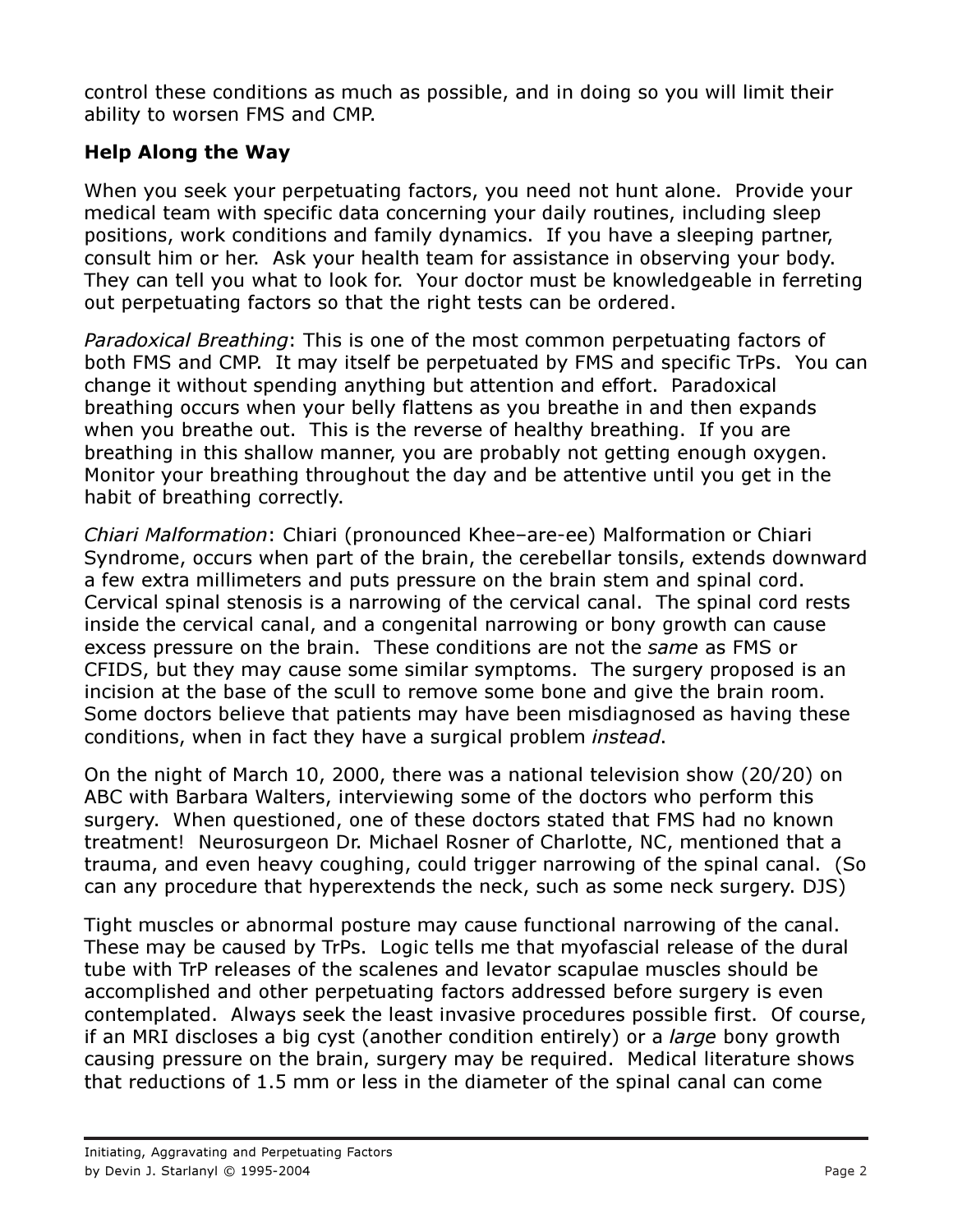control these conditions as much as possible, and in doing so you will limit their ability to worsen FMS and CMP.

**Help Along the Way**

When you seek your perpetuating factors, you need not hunt alone. Provide your medical team with specific data concerning your daily routines, including sleep positions, work conditions and family dynamics. If you have a sleeping partner, consult him or her. Ask your health team for assistance in observing your body. They can tell you what to look for. Your doctor must be knowledgeable in ferreting out perpetuating factors so that the right tests can be ordered.

*Paradoxical Breathing*: This is one of the most common perpetuating factors of both FMS and CMP. It may itself be perpetuated by FMS and specific TrPs. You can change it without spending anything but attention and effort. Paradoxical breathing occurs when your belly flattens as you breathe in and then expands when you breathe out. This is the reverse of healthy breathing. If you are breathing in this shallow manner, you are probably not getting enough oxygen. Monitor your breathing throughout the day and be attentive until you get in the habit of breathing correctly.

*Chiari Malformation*: Chiari (pronounced Khee–are-ee) Malformation or Chiari Syndrome, occurs when part of the brain, the cerebellar tonsils, extends downward a few extra millimeters and puts pressure on the brain stem and spinal cord. Cervical spinal stenosis is a narrowing of the cervical canal. The spinal cord rests inside the cervical canal, and a congenital narrowing or bony growth can cause excess pressure on the brain. These conditions are not the *same* as FMS or CFIDS, but they may cause some similar symptoms. The surgery proposed is an incision at the base of the scull to remove some bone and give the brain room. Some doctors believe that patients may have been misdiagnosed as having these conditions, when in fact they have a surgical problem *instead*.

On the night of March 10, 2000, there was a national television show (20/20) on ABC with Barbara Walters, interviewing some of the doctors who perform this surgery. When questioned, one of these doctors stated that FMS had no known treatment! Neurosurgeon Dr. Michael Rosner of Charlotte, NC, mentioned that a trauma, and even heavy coughing, could trigger narrowing of the spinal canal. (So can any procedure that hyperextends the neck, such as some neck surgery. DJS)

Tight muscles or abnormal posture may cause functional narrowing of the canal. These may be caused by TrPs. Logic tells me that myofascial release of the dural tube with TrP releases of the scalenes and levator scapulae muscles should be accomplished and other perpetuating factors addressed before surgery is even contemplated. Always seek the least invasive procedures possible first. Of course, if an MRI discloses a big cyst (another condition entirely) or a *large* bony growth causing pressure on the brain, surgery may be required. Medical literature shows that reductions of 1.5 mm or less in the diameter of the spinal canal can come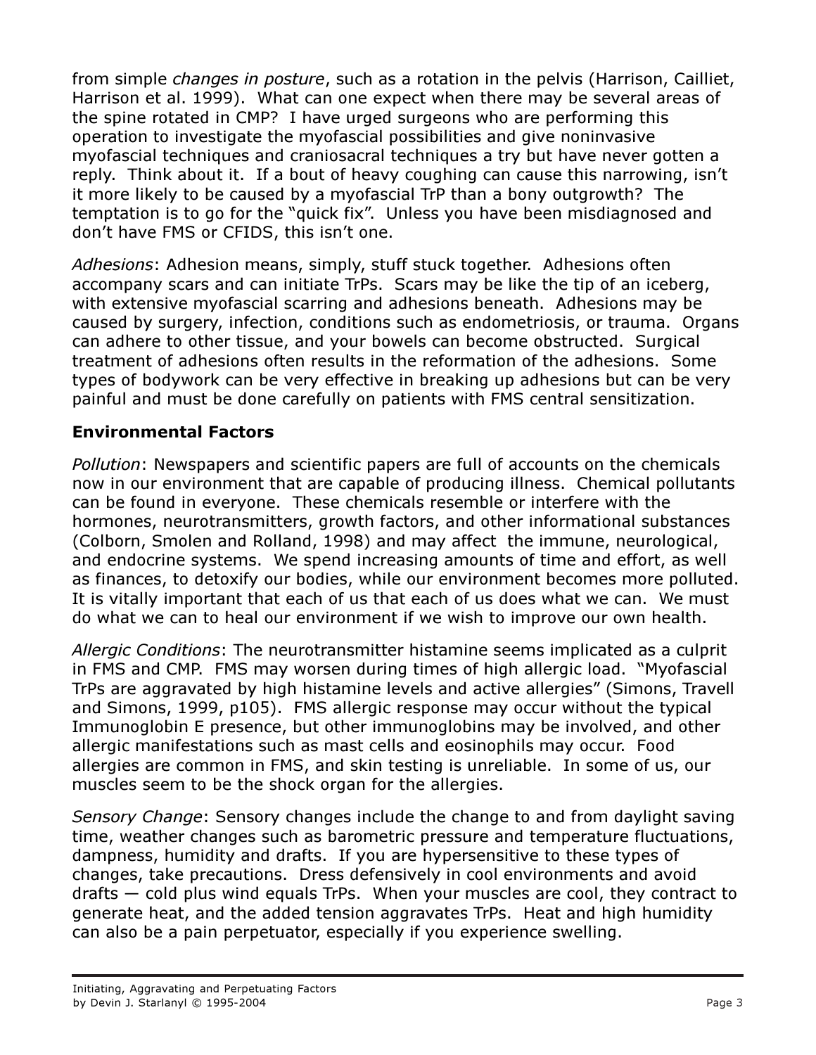from simple *changes in posture*, such as a rotation in the pelvis (Harrison, Cailliet, Harrison et al. 1999). What can one expect when there may be several areas of the spine rotated in CMP? I have urged surgeons who are performing this operation to investigate the myofascial possibilities and give noninvasive myofascial techniques and craniosacral techniques a try but have never gotten a reply. Think about it. If a bout of heavy coughing can cause this narrowing, isn't it more likely to be caused by a myofascial TrP than a bony outgrowth? The temptation is to go for the "quick fix". Unless you have been misdiagnosed and don't have FMS or CFIDS, this isn't one.

*Adhesions*: Adhesion means, simply, stuff stuck together. Adhesions often accompany scars and can initiate TrPs. Scars may be like the tip of an iceberg, with extensive myofascial scarring and adhesions beneath. Adhesions may be caused by surgery, infection, conditions such as endometriosis, or trauma. Organs can adhere to other tissue, and your bowels can become obstructed. Surgical treatment of adhesions often results in the reformation of the adhesions. Some types of bodywork can be very effective in breaking up adhesions but can be very painful and must be done carefully on patients with FMS central sensitization.

### Environmental Factors

*Pollution*: Newspapers and scientific papers are full of accounts on the chemicals now in our environment that are capable of producing illness. Chemical pollutants can be found in everyone. These chemicals resemble or interfere with the hormones, neurotransmitters, growth factors, and other informational substances (Colborn, Smolen and Rolland, 1998) and may affect the immune, neurological, and endocrine systems. We spend increasing amounts of time and effort, as well as finances, to detoxify our bodies, while our environment becomes more polluted. It is vitally important that each of us that each of us does what we can. We must do what we can to heal our environment if we wish to improve our own health.

*Allergic Conditions*: The neurotransmitter histamine seems implicated as a culprit in FMS and CMP. FMS may worsen during times of high allergic load. "Myofascial TrPs are aggravated by high histamine levels and active allergies" (Simons, Travell and Simons, 1999, p105). FMS allergic response may occur without the typical Immunoglobin E presence, but other immunoglobins may be involved, and other allergic manifestations such as mast cells and eosinophils may occur. Food allergies are common in FMS, and skin testing is unreliable. In some of us, our muscles seem to be the shock organ for the allergies.

*Sensory Change*: Sensory changes include the change to and from daylight saving time, weather changes such as barometric pressure and temperature fluctuations, dampness, humidity and drafts. If you are hypersensitive to these types of changes, take precautions. Dress defensively in cool environments and avoid drafts — cold plus wind equals TrPs. When your muscles are cool, they contract to generate heat, and the added tension aggravates TrPs. Heat and high humidity can also be a pain perpetuator, especially if you experience swelling.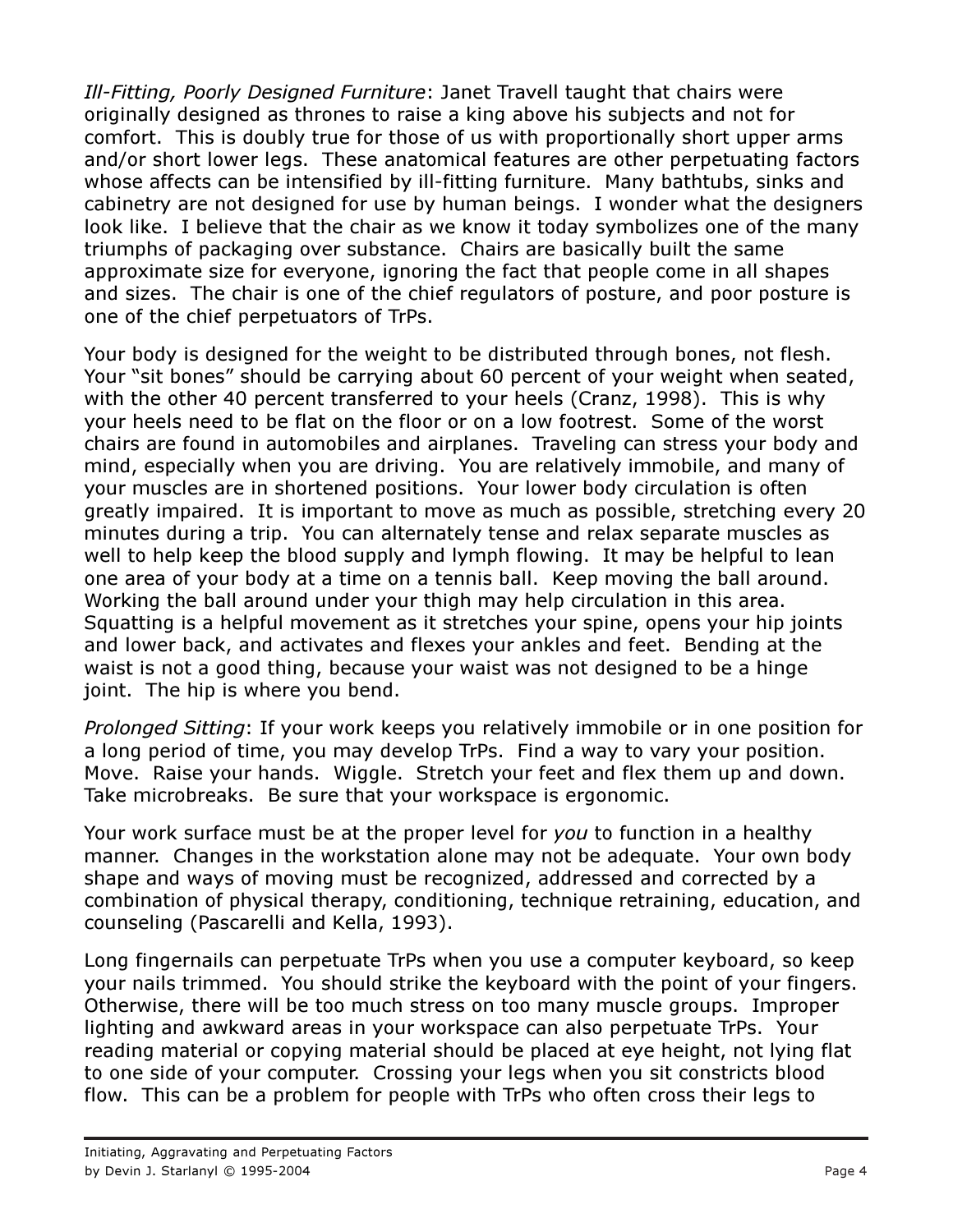*Ill-Fitting, Poorly Designed Furniture*: Janet Travell taught that chairs were originally designed as thrones to raise a king above his subjects and not for comfort. This is doubly true for those of us with proportionally short upper arms and/or short lower legs. These anatomical features are other perpetuating factors whose affects can be intensified by ill-fitting furniture. Many bathtubs, sinks and cabinetry are not designed for use by human beings. I wonder what the designers look like. I believe that the chair as we know it today symbolizes one of the many triumphs of packaging over substance. Chairs are basically built the same approximate size for everyone, ignoring the fact that people come in all shapes and sizes. The chair is one of the chief regulators of posture, and poor posture is one of the chief perpetuators of TrPs.

Your body is designed for the weight to be distributed through bones, not flesh. Your "sit bones" should be carrying about 60 percent of your weight when seated, with the other 40 percent transferred to your heels (Cranz, 1998). This is why your heels need to be flat on the floor or on a low footrest. Some of the worst chairs are found in automobiles and airplanes. Traveling can stress your body and mind, especially when you are driving. You are relatively immobile, and many of your muscles are in shortened positions. Your lower body circulation is often greatly impaired. It is important to move as much as possible, stretching every 20 minutes during a trip. You can alternately tense and relax separate muscles as well to help keep the blood supply and lymph flowing. It may be helpful to lean one area of your body at a time on a tennis ball. Keep moving the ball around. Working the ball around under your thigh may help circulation in this area. Squatting is a helpful movement as it stretches your spine, opens your hip joints and lower back, and activates and flexes your ankles and feet. Bending at the waist is not a good thing, because your waist was not designed to be a hinge joint. The hip is where you bend.

*Prolonged Sitting*: If your work keeps you relatively immobile or in one position for a long period of time, you may develop TrPs. Find a way to vary your position. Move. Raise your hands. Wiggle. Stretch your feet and flex them up and down. Take microbreaks. Be sure that your workspace is ergonomic.

Your work surface must be at the proper level for *you* to function in a healthy manner. Changes in the workstation alone may not be adequate. Your own body shape and ways of moving must be recognized, addressed and corrected by a combination of physical therapy, conditioning, technique retraining, education, and counseling (Pascarelli and Kella, 1993).

Long fingernails can perpetuate TrPs when you use a computer keyboard, so keep your nails trimmed. You should strike the keyboard with the point of your fingers. Otherwise, there will be too much stress on too many muscle groups. Improper lighting and awkward areas in your workspace can also perpetuate TrPs. Your reading material or copying material should be placed at eye height, not lying flat to one side of your computer. Crossing your legs when you sit constricts blood flow. This can be a problem for people with TrPs who often cross their legs to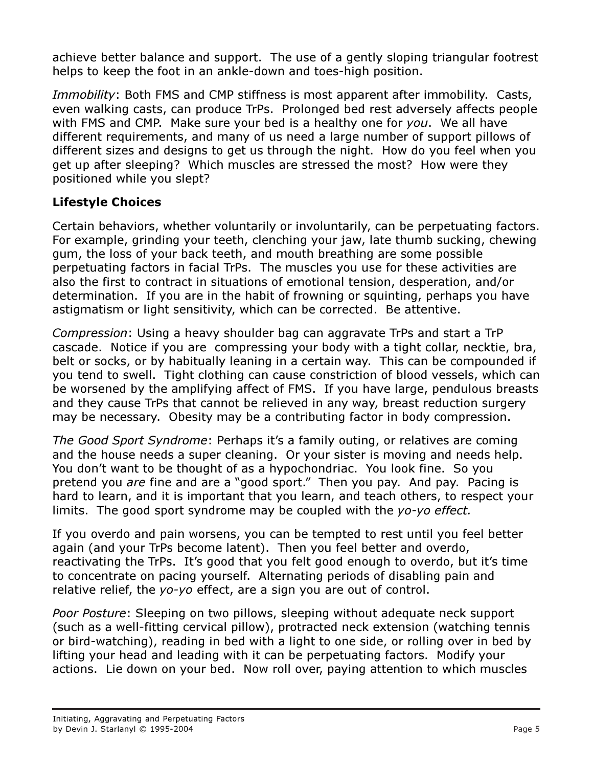achieve better balance and support. The use of a gently sloping triangular footrest helps to keep the foot in an ankle-down and toes-high position.

*Immobility*: Both FMS and CMP stiffness is most apparent after immobility. Casts, even walking casts, can produce TrPs. Prolonged bed rest adversely affects people with FMS and CMP. Make sure your bed is a healthy one for *you*. We all have different requirements, and many of us need a large number of support pillows of different sizes and designs to get us through the night. How do you feel when you get up after sleeping? Which muscles are stressed the most? How were they positioned while you slept?

**Lifestyle Choices**

Certain behaviors, whether voluntarily or involuntarily, can be perpetuating factors. For example, grinding your teeth, clenching your jaw, late thumb sucking, chewing gum, the loss of your back teeth, and mouth breathing are some possible perpetuating factors in facial TrPs. The muscles you use for these activities are also the first to contract in situations of emotional tension, desperation, and/or determination. If you are in the habit of frowning or squinting, perhaps you have astigmatism or light sensitivity, which can be corrected. Be attentive.

*Compression*: Using a heavy shoulder bag can aggravate TrPs and start a TrP cascade. Notice if you are compressing your body with a tight collar, necktie, bra, belt or socks, or by habitually leaning in a certain way. This can be compounded if you tend to swell. Tight clothing can cause constriction of blood vessels, which can be worsened by the amplifying affect of FMS. If you have large, pendulous breasts and they cause TrPs that cannot be relieved in any way, breast reduction surgery may be necessary. Obesity may be a contributing factor in body compression.

*The Good Sport Syndrome*: Perhaps it's a family outing, or relatives are coming and the house needs a super cleaning. Or your sister is moving and needs help. You don't want to be thought of as a hypochondriac. You look fine. So you pretend you *are* fine and are a "good sport." Then you pay. And pay. Pacing is hard to learn, and it is important that you learn, and teach others, to respect your limits. The good sport syndrome may be coupled with the *yo-yo effect.*

If you overdo and pain worsens, you can be tempted to rest until you feel better again (and your TrPs become latent). Then you feel better and overdo, reactivating the TrPs. It's good that you felt good enough to overdo, but it's time to concentrate on pacing yourself. Alternating periods of disabling pain and relative relief, the *yo-yo* effect, are a sign you are out of control.

*Poor Posture*: Sleeping on two pillows, sleeping without adequate neck support (such as a well-fitting cervical pillow), protracted neck extension (watching tennis or bird-watching), reading in bed with a light to one side, or rolling over in bed by lifting your head and leading with it can be perpetuating factors. Modify your actions. Lie down on your bed. Now roll over, paying attention to which muscles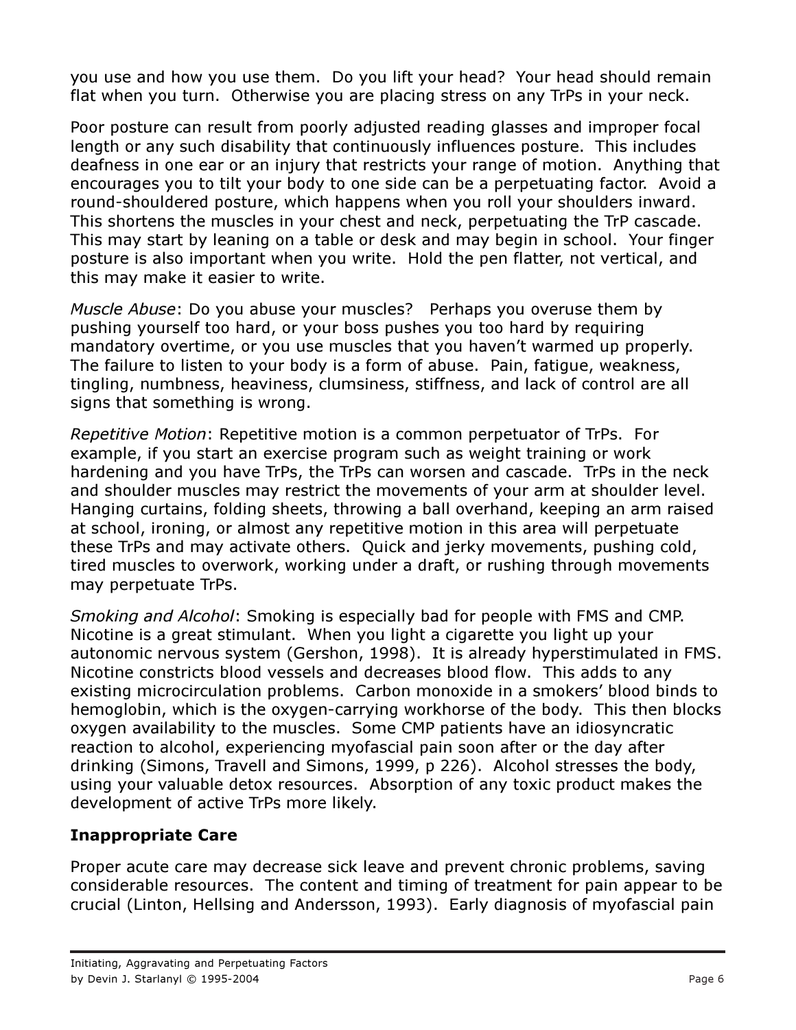you use and how you use them. Do you lift your head? Your head should remain flat when you turn. Otherwise you are placing stress on any TrPs in your neck.

Poor posture can result from poorly adjusted reading glasses and improper focal length or any such disability that continuously influences posture. This includes deafness in one ear or an injury that restricts your range of motion. Anything that encourages you to tilt your body to one side can be a perpetuating factor. Avoid a round-shouldered posture, which happens when you roll your shoulders inward. This shortens the muscles in your chest and neck, perpetuating the TrP cascade. This may start by leaning on a table or desk and may begin in school. Your finger posture is also important when you write. Hold the pen flatter, not vertical, and this may make it easier to write.

*Muscle Abuse*: Do you abuse your muscles? Perhaps you overuse them by pushing yourself too hard, or your boss pushes you too hard by requiring mandatory overtime, or you use muscles that you haven't warmed up properly. The failure to listen to your body is a form of abuse. Pain, fatigue, weakness, tingling, numbness, heaviness, clumsiness, stiffness, and lack of control are all signs that something is wrong.

*Repetitive Motion*: Repetitive motion is a common perpetuator of TrPs. For example, if you start an exercise program such as weight training or work hardening and you have TrPs, the TrPs can worsen and cascade. TrPs in the neck and shoulder muscles may restrict the movements of your arm at shoulder level. Hanging curtains, folding sheets, throwing a ball overhand, keeping an arm raised at school, ironing, or almost any repetitive motion in this area will perpetuate these TrPs and may activate others. Quick and jerky movements, pushing cold, tired muscles to overwork, working under a draft, or rushing through movements may perpetuate TrPs.

*Smoking and Alcohol*: Smoking is especially bad for people with FMS and CMP. Nicotine is a great stimulant. When you light a cigarette you light up your autonomic nervous system (Gershon, 1998). It is already hyperstimulated in FMS. Nicotine constricts blood vessels and decreases blood flow. This adds to any existing microcirculation problems. Carbon monoxide in a smokers' blood binds to hemoglobin, which is the oxygen-carrying workhorse of the body. This then blocks oxygen availability to the muscles. Some CMP patients have an idiosyncratic reaction to alcohol, experiencing myofascial pain soon after or the day after drinking (Simons, Travell and Simons, 1999, p 226). Alcohol stresses the body, using your valuable detox resources. Absorption of any toxic product makes the development of active TrPs more likely.

**Inappropriate Care**

Proper acute care may decrease sick leave and prevent chronic problems, saving considerable resources. The content and timing of treatment for pain appear to be crucial (Linton, Hellsing and Andersson, 1993). Early diagnosis of myofascial pain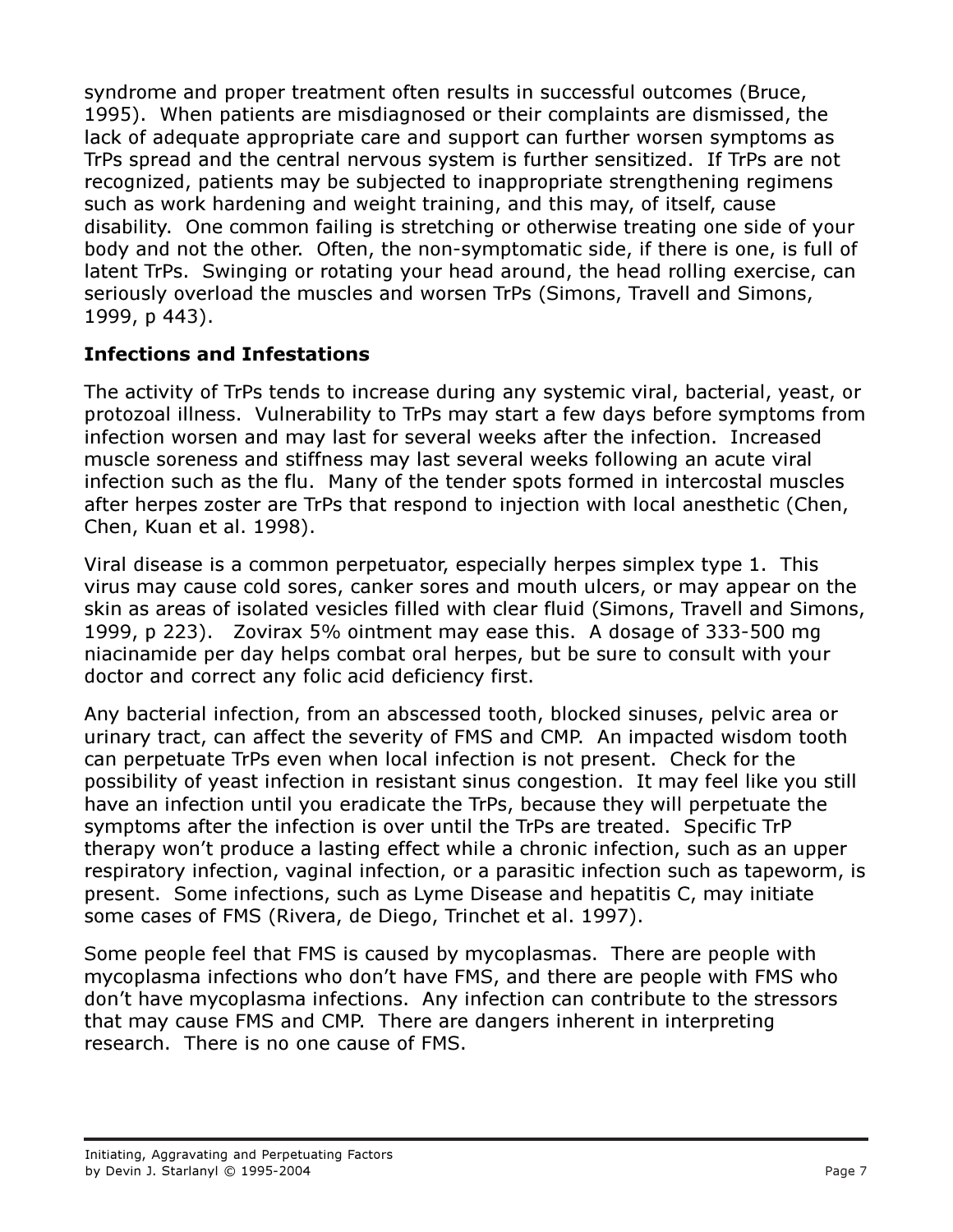syndrome and proper treatment often results in successful outcomes (Bruce, 1995). When patients are misdiagnosed or their complaints are dismissed, the lack of adequate appropriate care and support can further worsen symptoms as TrPs spread and the central nervous system is further sensitized. If TrPs are not recognized, patients may be subjected to inappropriate strengthening regimens such as work hardening and weight training, and this may, of itself, cause disability. One common failing is stretching or otherwise treating one side of your body and not the other. Often, the non-symptomatic side, if there is one, is full of latent TrPs. Swinging or rotating your head around, the head rolling exercise, can seriously overload the muscles and worsen TrPs (Simons, Travell and Simons, 1999, p 443).

## Infections and Infestations

The activity of TrPs tends to increase during any systemic viral, bacterial, yeast, or protozoal illness. Vulnerability to TrPs may start a few days before symptoms from infection worsen and may last for several weeks after the infection. Increased muscle soreness and stiffness may last several weeks following an acute viral infection such as the flu. Many of the tender spots formed in intercostal muscles after herpes zoster are TrPs that respond to injection with local anesthetic (Chen, Chen, Kuan et al. 1998).

Viral disease is a common perpetuator, especially herpes simplex type 1. This virus may cause cold sores, canker sores and mouth ulcers, or may appear on the skin as areas of isolated vesicles filled with clear fluid (Simons, Travell and Simons, 1999, p 223). Zovirax 5% ointment may ease this. A dosage of 333-500 mg niacinamide per day helps combat oral herpes, but be sure to consult with your doctor and correct any folic acid deficiency first.

Any bacterial infection, from an abscessed tooth, blocked sinuses, pelvic area or urinary tract, can affect the severity of FMS and CMP. An impacted wisdom tooth can perpetuate TrPs even when local infection is not present. Check for the possibility of yeast infection in resistant sinus congestion. It may feel like you still have an infection until you eradicate the TrPs, because they will perpetuate the symptoms after the infection is over until the TrPs are treated. Specific TrP therapy won't produce a lasting effect while a chronic infection, such as an upper respiratory infection, vaginal infection, or a parasitic infection such as tapeworm, is present. Some infections, such as Lyme Disease and hepatitis C, may initiate some cases of FMS (Rivera, de Diego, Trinchet et al. 1997).

Some people feel that FMS is caused by mycoplasmas. There are people with mycoplasma infections who don't have FMS, and there are people with FMS who don't have mycoplasma infections. Any infection can contribute to the stressors that may cause FMS and CMP. There are dangers inherent in interpreting research. There is no one cause of FMS.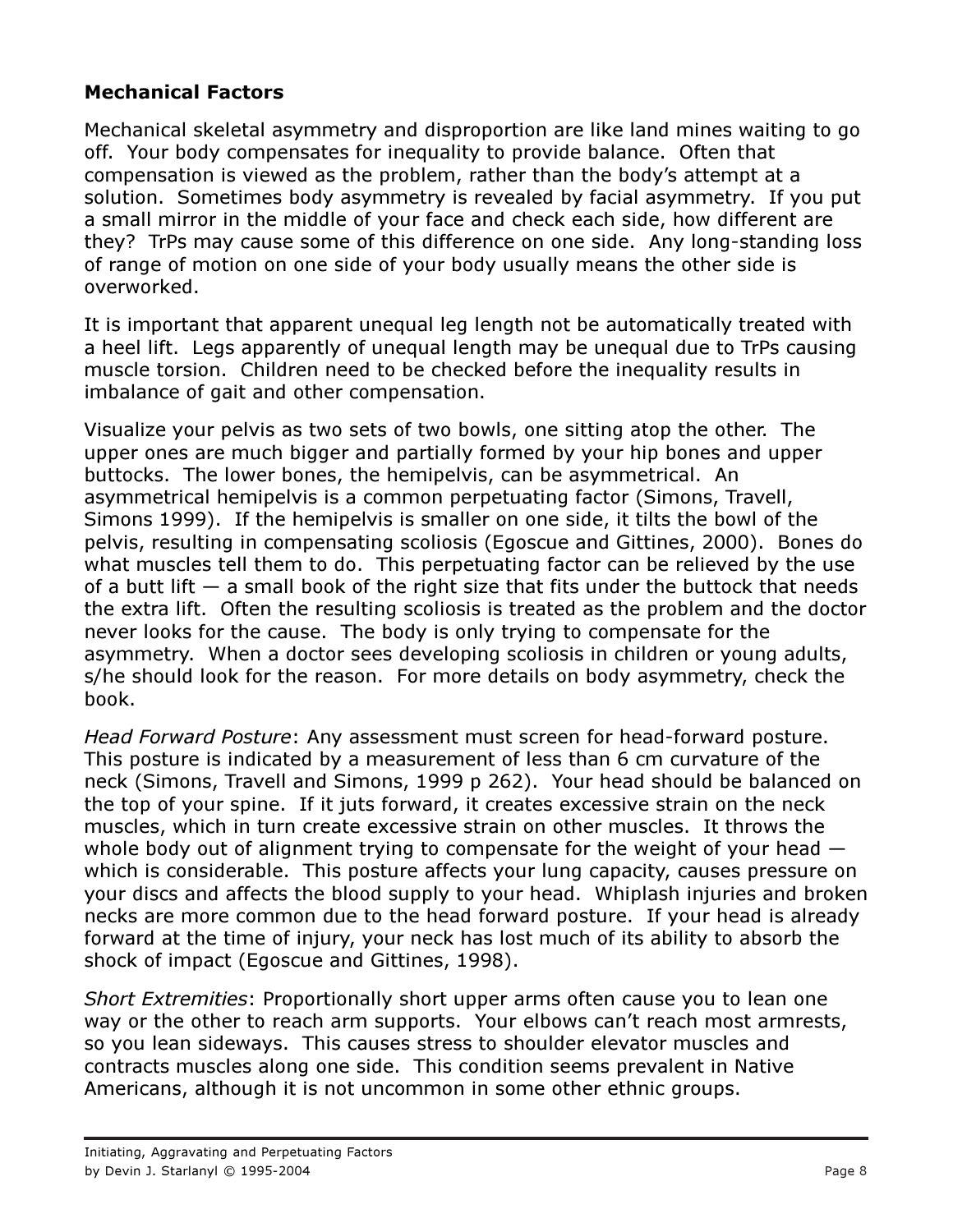**Mechanical Factors**

Mechanical skeletal asymmetry and disproportion are like land mines waiting to go off. Your body compensates for inequality to provide balance. Often that compensation is viewed as the problem, rather than the body's attempt at a solution. Sometimes body asymmetry is revealed by facial asymmetry. If you put a small mirror in the middle of your face and check each side, how different are they? TrPs may cause some of this difference on one side. Any long-standing loss of range of motion on one side of your body usually means the other side is overworked.

It is important that apparent unequal leg length not be automatically treated with a heel lift. Legs apparently of unequal length may be unequal due to TrPs causing muscle torsion. Children need to be checked before the inequality results in imbalance of gait and other compensation.

Visualize your pelvis as two sets of two bowls, one sitting atop the other. The upper ones are much bigger and partially formed by your hip bones and upper buttocks. The lower bones, the hemipelvis, can be asymmetrical. An asymmetrical hemipelvis is a common perpetuating factor (Simons, Travell, Simons 1999). If the hemipelvis is smaller on one side, it tilts the bowl of the pelvis, resulting in compensating scoliosis (Egoscue and Gittines, 2000). Bones do what muscles tell them to do. This perpetuating factor can be relieved by the use of a butt lift — a small book of the right size that fits under the buttock that needs the extra lift. Often the resulting scoliosis is treated as the problem and the doctor never looks for the cause. The body is only trying to compensate for the asymmetry. When a doctor sees developing scoliosis in children or young adults, s/he should look for the reason. For more details on body asymmetry, check the book.

*Head Forward Posture*: Any assessment must screen for head-forward posture. This posture is indicated by a measurement of less than 6 cm curvature of the neck (Simons, Travell and Simons, 1999 p 262). Your head should be balanced on the top of your spine. If it juts forward, it creates excessive strain on the neck muscles, which in turn create excessive strain on other muscles. It throws the whole body out of alignment trying to compensate for the weight of your head — which is considerable. This posture affects your lung capacity, causes pressure on your discs and affects the blood supply to your head. Whiplash injuries and broken necks are more common due to the head forward posture. If your head is already forward at the time of injury, your neck has lost much of its ability to absorb the shock of impact (Egoscue and Gittines, 1998).

*Short Extremities*: Proportionally short upper arms often cause you to lean one way or the other to reach arm supports. Your elbows can't reach most armrests, so you lean sideways. This causes stress to shoulder elevator muscles and contracts muscles along one side. This condition seems prevalent in Native Americans, although it is not uncommon in some other ethnic groups.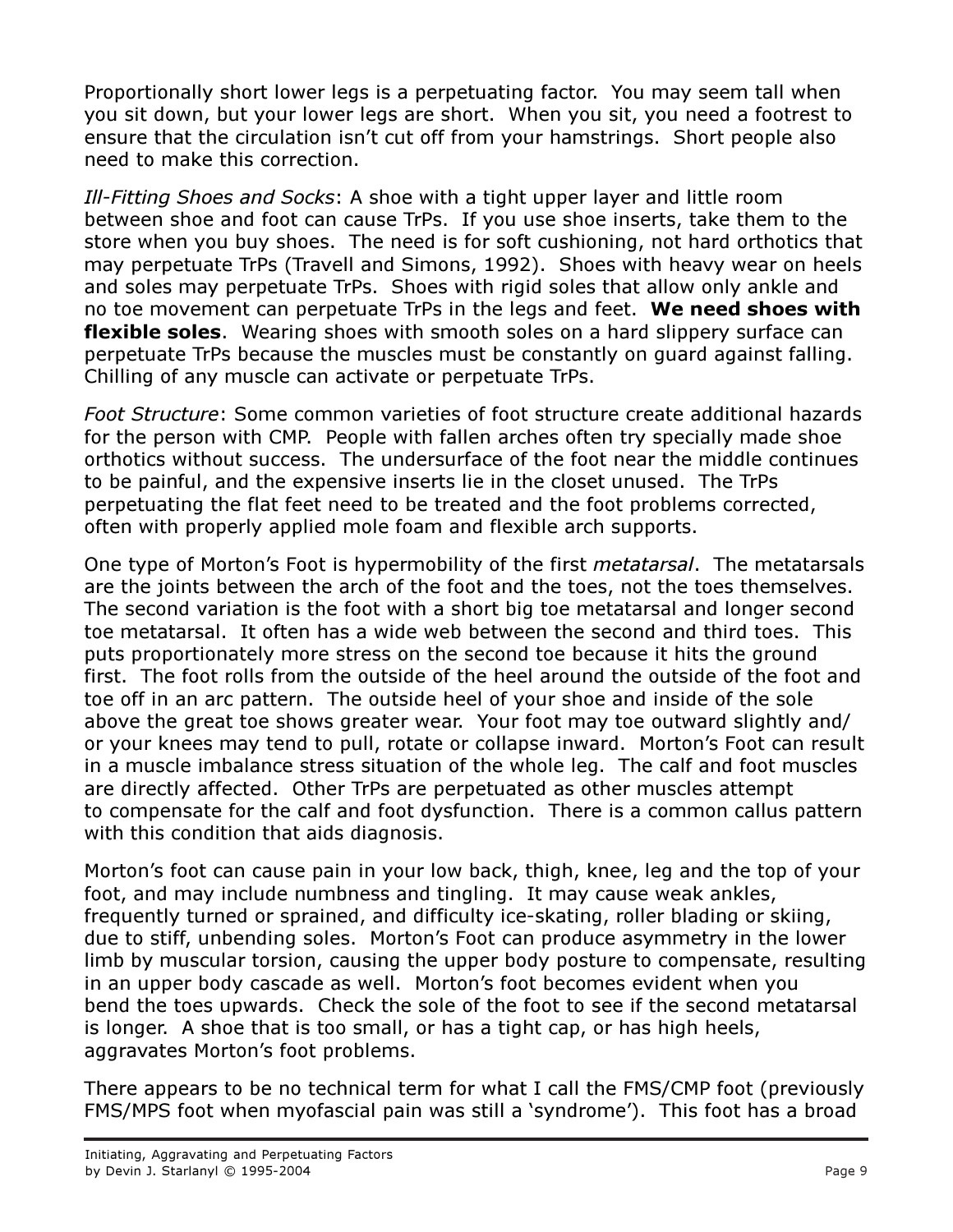Proportionally short lower legs is a perpetuating factor. You may seem tall when you sit down, but your lower legs are short. When you sit, you need a footrest to ensure that the circulation isn't cut off from your hamstrings. Short people also need to make this correction.

*Ill-Fitting Shoes and Socks*: A shoe with a tight upper layer and little room between shoe and foot can cause TrPs. If you use shoe inserts, take them to the store when you buy shoes. The need is for soft cushioning, not hard orthotics that may perpetuate TrPs (Travell and Simons, 1992). Shoes with heavy wear on heels and soles may perpetuate TrPs. Shoes with rigid soles that allow only ankle and no toe movement can perpetuate TrPs in the legs and feet. **We need shoes with flexible soles**. Wearing shoes with smooth soles on a hard slippery surface can perpetuate TrPs because the muscles must be constantly on guard against falling. Chilling of any muscle can activate or perpetuate TrPs.

*Foot Structure*: Some common varieties of foot structure create additional hazards for the person with CMP. People with fallen arches often try specially made shoe orthotics without success. The undersurface of the foot near the middle continues to be painful, and the expensive inserts lie in the closet unused. The TrPs perpetuating the flat feet need to be treated and the foot problems corrected, often with properly applied mole foam and flexible arch supports.

One type of Morton's Foot is hypermobility of the first *metatarsal*. The metatarsals are the joints between the arch of the foot and the toes, not the toes themselves. The second variation is the foot with a short big toe metatarsal and longer second toe metatarsal. It often has a wide web between the second and third toes. This puts proportionately more stress on the second toe because it hits the ground first. The foot rolls from the outside of the heel around the outside of the foot and toe off in an arc pattern. The outside heel of your shoe and inside of the sole above the great toe shows greater wear. Your foot may toe outward slightly and/or your knees may tend to pull, rotate or collapse inward. Morton's Foot can result in a muscle imbalance stress situation of the whole leg. The calf and foot muscles are directly affected. Other TrPs are perpetuated as other muscles attempt to compensate for the calf and foot dysfunction. There is a common callus pattern with this condition that aids diagnosis.

Morton's foot can cause pain in your low back, thigh, knee, leg and the top of your foot, and may include numbness and tingling. It may cause weak ankles, frequently turned or sprained, and difficulty ice-skating, roller blading or skiing, due to stiff, unbending soles. Morton's Foot can produce asymmetry in the lower limb by muscular torsion, causing the upper body posture to compensate, resulting in an upper body cascade as well. Morton's foot becomes evident when you bend the toes upwards. Check the sole of the foot to see if the second metatarsal is longer. A shoe that is too small, or has a tight cap, or has high heels, aggravates Morton's foot problems.

There appears to be no technical term for what I call the FMS/CMP foot (previously FMS/MPS foot when myofascial pain was still a 'syndrome'). This foot has a broad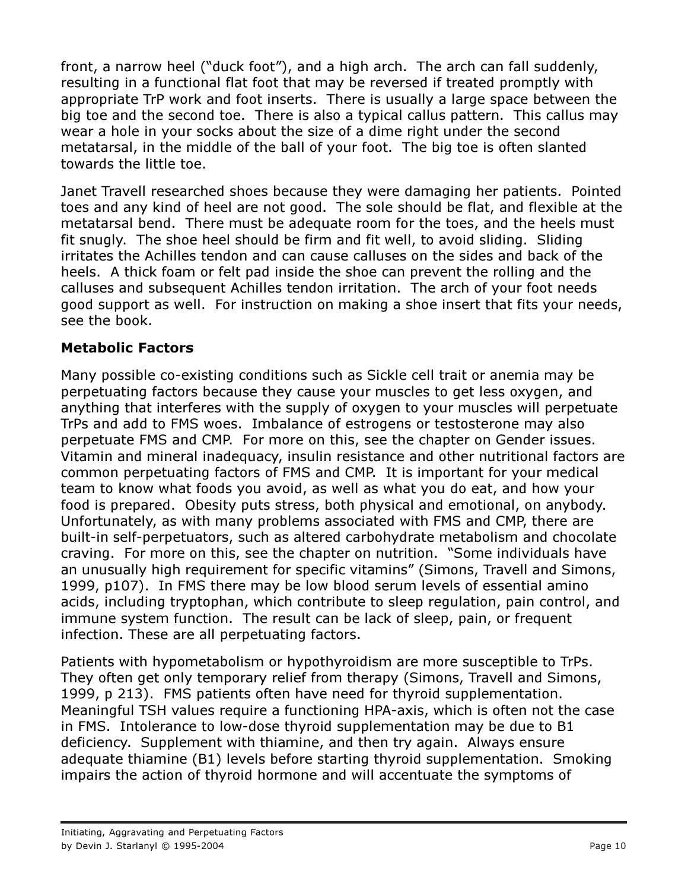front, a narrow heel ("duck foot"), and a high arch. The arch can fall suddenly, resulting in a functional flat foot that may be reversed if treated promptly with appropriate TrP work and foot inserts. There is usually a large space between the big toe and the second toe. There is also a typical callus pattern. This callus may wear a hole in your socks about the size of a dime right under the second metatarsal, in the middle of the ball of your foot. The big toe is often slanted towards the little toe.

Janet Travell researched shoes because they were damaging her patients. Pointed toes and any kind of heel are not good. The sole should be flat, and flexible at the metatarsal bend. There must be adequate room for the toes, and the heels must fit snugly. The shoe heel should be firm and fit well, to avoid sliding. Sliding irritates the Achilles tendon and can cause calluses on the sides and back of the heels. A thick foam or felt pad inside the shoe can prevent the rolling and the calluses and subsequent Achilles tendon irritation. The arch of your foot needs good support as well. For instruction on making a shoe insert that fits your needs, see the book.

**Metabolic Factors**

Many possible co-existing conditions such as Sickle cell trait or anemia may be perpetuating factors because they cause your muscles to get less oxygen, and anything that interferes with the supply of oxygen to your muscles will perpetuate TrPs and add to FMS woes. Imbalance of estrogens or testosterone may also perpetuate FMS and CMP. For more on this, see the chapter on Gender issues. Vitamin and mineral inadequacy, insulin resistance and other nutritional factors are common perpetuating factors of FMS and CMP. It is important for your medical team to know what foods you avoid, as well as what you do eat, and how your food is prepared. Obesity puts stress, both physical and emotional, on anybody. Unfortunately, as with many problems associated with FMS and CMP, there are built-in self-perpetuators, such as altered carbohydrate metabolism and chocolate craving. For more on this, see the chapter on nutrition. "Some individuals have an unusually high requirement for specific vitamins" (Simons, Travell and Simons, 1999, p107). In FMS there may be low blood serum levels of essential amino acids, including tryptophan, which contribute to sleep regulation, pain control, and immune system function. The result can be lack of sleep, pain, or frequent infection. These are all perpetuating factors.

Patients with hypometabolism or hypothyroidism are more susceptible to TrPs. They often get only temporary relief from therapy (Simons, Travell and Simons, 1999, p 213). FMS patients often have need for thyroid supplementation. Meaningful TSH values require a functioning HPA-axis, which is often not the case in FMS. Intolerance to low-dose thyroid supplementation may be due to B1 deficiency. Supplement with thiamine, and then try again. Always ensure adequate thiamine (B1) levels before starting thyroid supplementation. Smoking impairs the action of thyroid hormone and will accentuate the symptoms of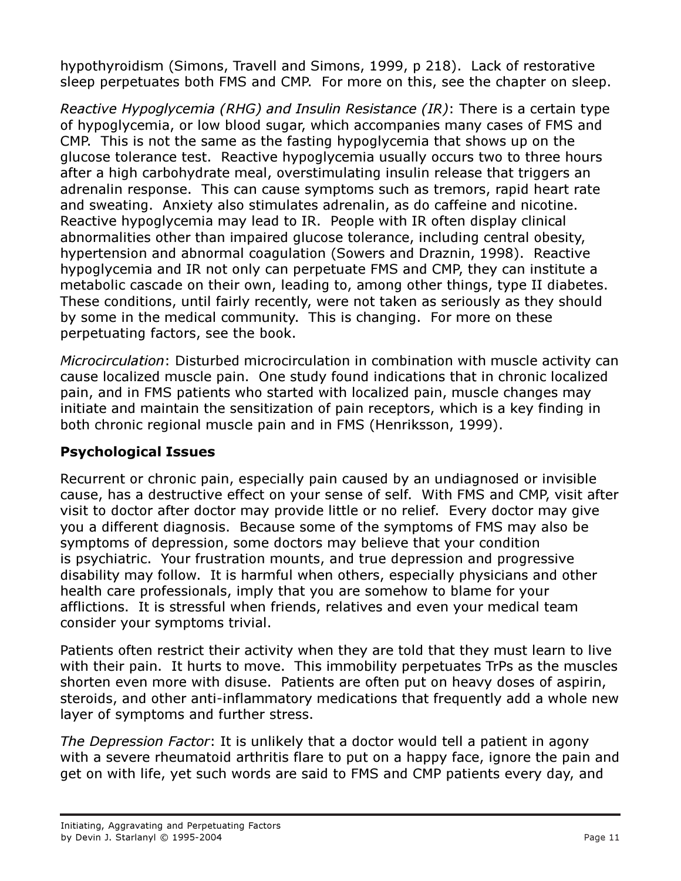hypothyroidism (Simons, Travell and Simons, 1999, p 218). Lack of restorative sleep perpetuates both FMS and CMP. For more on this, see the chapter on sleep.

*Reactive Hypoglycemia (RHG) and Insulin Resistance (IR)*: There is a certain type of hypoglycemia, or low blood sugar, which accompanies many cases of FMS and CMP. This is not the same as the fasting hypoglycemia that shows up on the glucose tolerance test. Reactive hypoglycemia usually occurs two to three hours after a high carbohydrate meal, overstimulating insulin release that triggers an adrenalin response. This can cause symptoms such as tremors, rapid heart rate and sweating. Anxiety also stimulates adrenalin, as do caffeine and nicotine. Reactive hypoglycemia may lead to IR. People with IR often display clinical abnormalities other than impaired glucose tolerance, including central obesity, hypertension and abnormal coagulation (Sowers and Draznin, 1998). Reactive hypoglycemia and IR not only can perpetuate FMS and CMP, they can institute a metabolic cascade on their own, leading to, among other things, type II diabetes. These conditions, until fairly recently, were not taken as seriously as they should by some in the medical community. This is changing. For more on these perpetuating factors, see the book.

*Microcirculation*: Disturbed microcirculation in combination with muscle activity can cause localized muscle pain. One study found indications that in chronic localized pain, and in FMS patients who started with localized pain, muscle changes may initiate and maintain the sensitization of pain receptors, which is a key finding in both chronic regional muscle pain and in FMS (Henriksson, 1999).

## Psychological Issues

Recurrent or chronic pain, especially pain caused by an undiagnosed or invisible cause, has a destructive effect on your sense of self. With FMS and CMP, visit after visit to doctor after doctor may provide little or no relief. Every doctor may give you a different diagnosis. Because some of the symptoms of FMS may also be symptoms of depression, some doctors may believe that your condition is psychiatric. Your frustration mounts, and true depression and progressive disability may follow. It is harmful when others, especially physicians and other health care professionals, imply that you are somehow to blame for your afflictions. It is stressful when friends, relatives and even your medical team consider your symptoms trivial.

Patients often restrict their activity when they are told that they must learn to live with their pain. It hurts to move. This immobility perpetuates TrPs as the muscles shorten even more with disuse. Patients are often put on heavy doses of aspirin, steroids, and other anti-inflammatory medications that frequently add a whole new layer of symptoms and further stress.

*The Depression Factor*: It is unlikely that a doctor would tell a patient in agony with a severe rheumatoid arthritis flare to put on a happy face, ignore the pain and get on with life, yet such words are said to FMS and CMP patients every day, and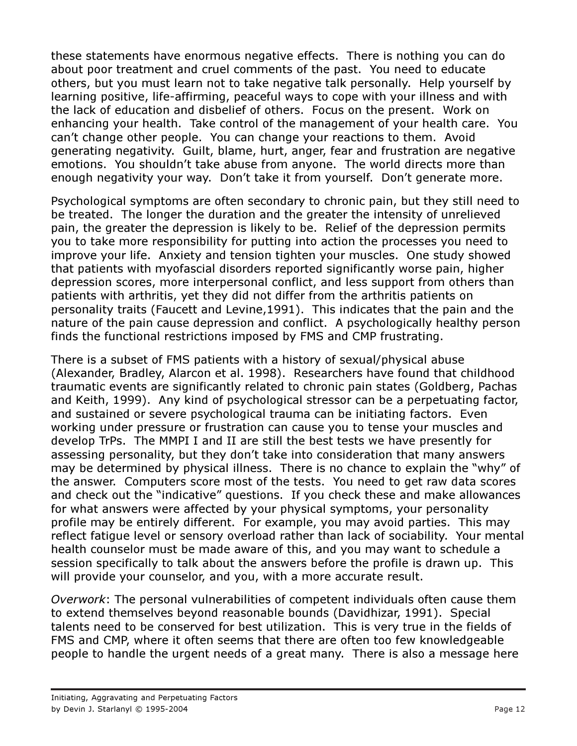these statements have enormous negative effects. There is nothing you can do about poor treatment and cruel comments of the past. You need to educate others, but you must learn not to take negative talk personally. Help yourself by learning positive, life-affirming, peaceful ways to cope with your illness and with the lack of education and disbelief of others. Focus on the present. Work on enhancing your health. Take control of the management of your health care. You can't change other people. You can change your reactions to them. Avoid generating negativity. Guilt, blame, hurt, anger, fear and frustration are negative emotions. You shouldn't take abuse from anyone. The world directs more than enough negativity your way. Don't take it from yourself. Don't generate more.

Psychological symptoms are often secondary to chronic pain, but they still need to be treated. The longer the duration and the greater the intensity of unrelieved pain, the greater the depression is likely to be. Relief of the depression permits you to take more responsibility for putting into action the processes you need to improve your life. Anxiety and tension tighten your muscles. One study showed that patients with myofascial disorders reported significantly worse pain, higher depression scores, more interpersonal conflict, and less support from others than patients with arthritis, yet they did not differ from the arthritis patients on personality traits (Faucett and Levine,1991). This indicates that the pain and the nature of the pain cause depression and conflict. A psychologically healthy person finds the functional restrictions imposed by FMS and CMP frustrating.

There is a subset of FMS patients with a history of sexual/physical abuse (Alexander, Bradley, Alarcon et al. 1998). Researchers have found that childhood traumatic events are significantly related to chronic pain states (Goldberg, Pachas and Keith, 1999). Any kind of psychological stressor can be a perpetuating factor, and sustained or severe psychological trauma can be initiating factors. Even working under pressure or frustration can cause you to tense your muscles and develop TrPs. The MMPI I and II are still the best tests we have presently for assessing personality, but they don't take into consideration that many answers may be determined by physical illness. There is no chance to explain the "why" of the answer. Computers score most of the tests. You need to get raw data scores and check out the "indicative" questions. If you check these and make allowances for what answers were affected by your physical symptoms, your personality profile may be entirely different. For example, you may avoid parties. This may reflect fatigue level or sensory overload rather than lack of sociability. Your mental health counselor must be made aware of this, and you may want to schedule a session specifically to talk about the answers before the profile is drawn up. This will provide your counselor, and you, with a more accurate result.

*Overwork*: The personal vulnerabilities of competent individuals often cause them to extend themselves beyond reasonable bounds (Davidhizar, 1991). Special talents need to be conserved for best utilization. This is very true in the fields of FMS and CMP, where it often seems that there are often too few knowledgeable people to handle the urgent needs of a great many. There is also a message here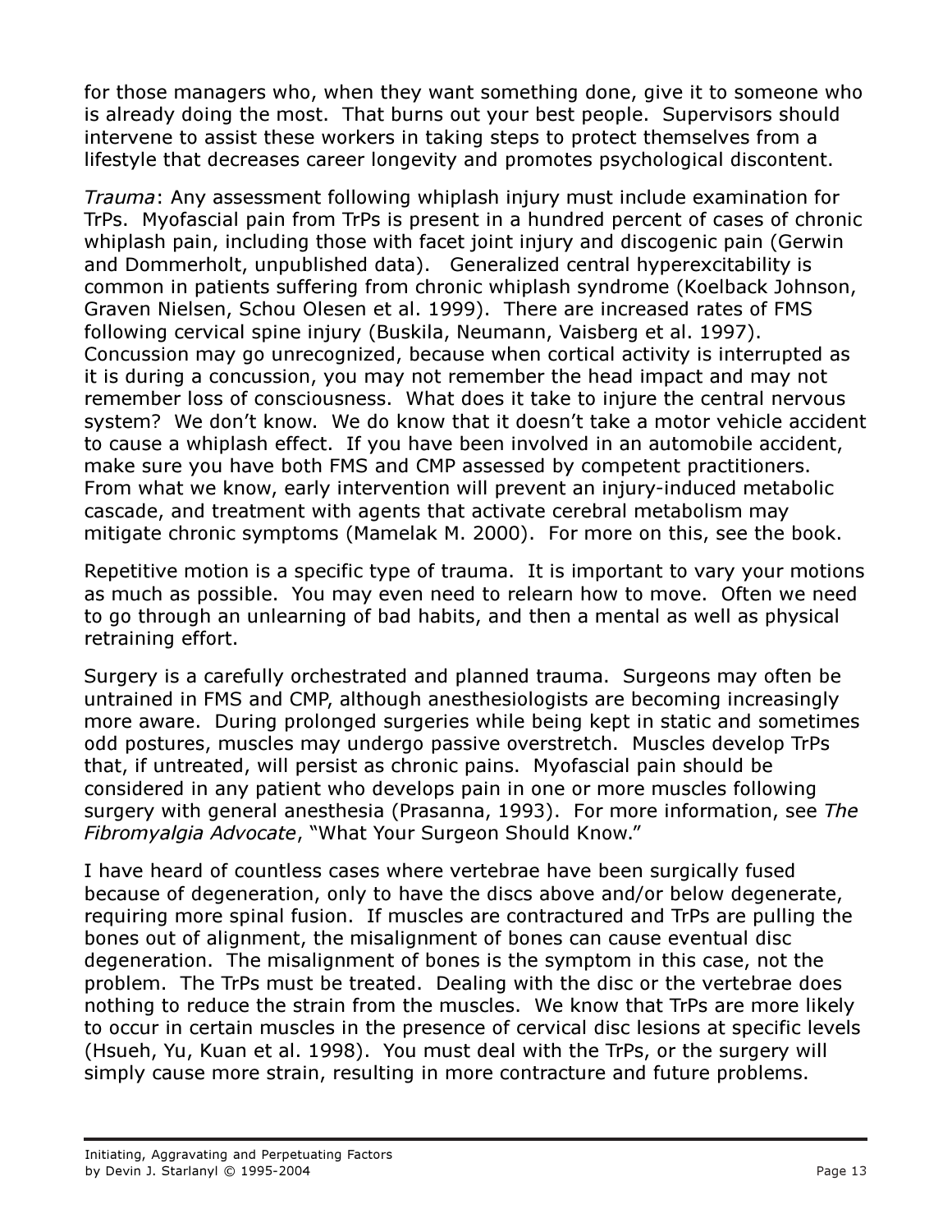for those managers who, when they want something done, give it to someone who is already doing the most. That burns out your best people. Supervisors should intervene to assist these workers in taking steps to protect themselves from a lifestyle that decreases career longevity and promotes psychological discontent.

*Trauma*: Any assessment following whiplash injury must include examination for TrPs. Myofascial pain from TrPs is present in a hundred percent of cases of chronic whiplash pain, including those with facet joint injury and discogenic pain (Gerwin and Dommerholt, unpublished data). Generalized central hyperexcitability is common in patients suffering from chronic whiplash syndrome (Koelback Johnson, Graven Nielsen, Schou Olesen et al. 1999). There are increased rates of FMS following cervical spine injury (Buskila, Neumann, Vaisberg et al. 1997). Concussion may go unrecognized, because when cortical activity is interrupted as it is during a concussion, you may not remember the head impact and may not remember loss of consciousness. What does it take to injure the central nervous system? We don't know. We do know that it doesn't take a motor vehicle accident to cause a whiplash effect. If you have been involved in an automobile accident, make sure you have both FMS and CMP assessed by competent practitioners. From what we know, early intervention will prevent an injury-induced metabolic cascade, and treatment with agents that activate cerebral metabolism may mitigate chronic symptoms (Mamelak M. 2000). For more on this, see the book.

Repetitive motion is a specific type of trauma. It is important to vary your motions as much as possible. You may even need to relearn how to move. Often we need to go through an unlearning of bad habits, and then a mental as well as physical retraining effort.

Surgery is a carefully orchestrated and planned trauma. Surgeons may often be untrained in FMS and CMP, although anesthesiologists are becoming increasingly more aware. During prolonged surgeries while being kept in static and sometimes odd postures, muscles may undergo passive overstretch. Muscles develop TrPs that, if untreated, will persist as chronic pains. Myofascial pain should be considered in any patient who develops pain in one or more muscles following surgery with general anesthesia (Prasanna, 1993). For more information, see *The Fibromyalgia Advocate*, "What Your Surgeon Should Know."

I have heard of countless cases where vertebrae have been surgically fused because of degeneration, only to have the discs above and/or below degenerate, requiring more spinal fusion. If muscles are contractured and TrPs are pulling the bones out of alignment, the misalignment of bones can cause eventual disc degeneration. The misalignment of bones is the symptom in this case, not the problem. The TrPs must be treated. Dealing with the disc or the vertebrae does nothing to reduce the strain from the muscles. We know that TrPs are more likely to occur in certain muscles in the presence of cervical disc lesions at specific levels (Hsueh, Yu, Kuan et al. 1998). You must deal with the TrPs, or the surgery will simply cause more strain, resulting in more contracture and future problems.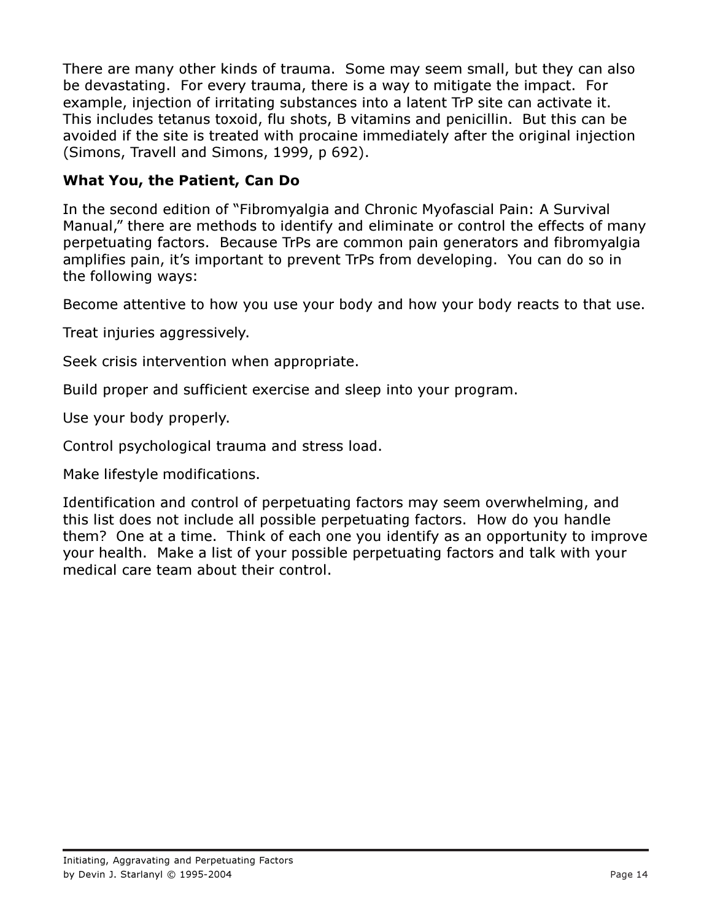There are many other kinds of trauma. Some may seem small, but they can also be devastating. For every trauma, there is a way to mitigate the impact. For example, injection of irritating substances into a latent TrP site can activate it. This includes tetanus toxoid, flu shots, B vitamins and penicillin. But this can be avoided if the site is treated with procaine immediately after the original injection (Simons, Travell and Simons, 1999, p 692).

**What You, the Patient, Can Do**

In the second edition of "Fibromyalgia and Chronic Myofascial Pain: A Survival Manual," there are methods to identify and eliminate or control the effects of many perpetuating factors. Because TrPs are common pain generators and fibromyalgia amplifies pain, it's important to prevent TrPs from developing. You can do so in the following ways:

Become attentive to how you use your body and how your body reacts to that use.

Treat injuries aggressively.

Seek crisis intervention when appropriate.

Build proper and sufficient exercise and sleep into your program.

Use your body properly.

Control psychological trauma and stress load.

Make lifestyle modifications.

Identification and control of perpetuating factors may seem overwhelming, and this list does not include all possible perpetuating factors. How do you handle them? One at a time. Think of each one you identify as an opportunity to improve your health. Make a list of your possible perpetuating factors and talk with your medical care team about their control.